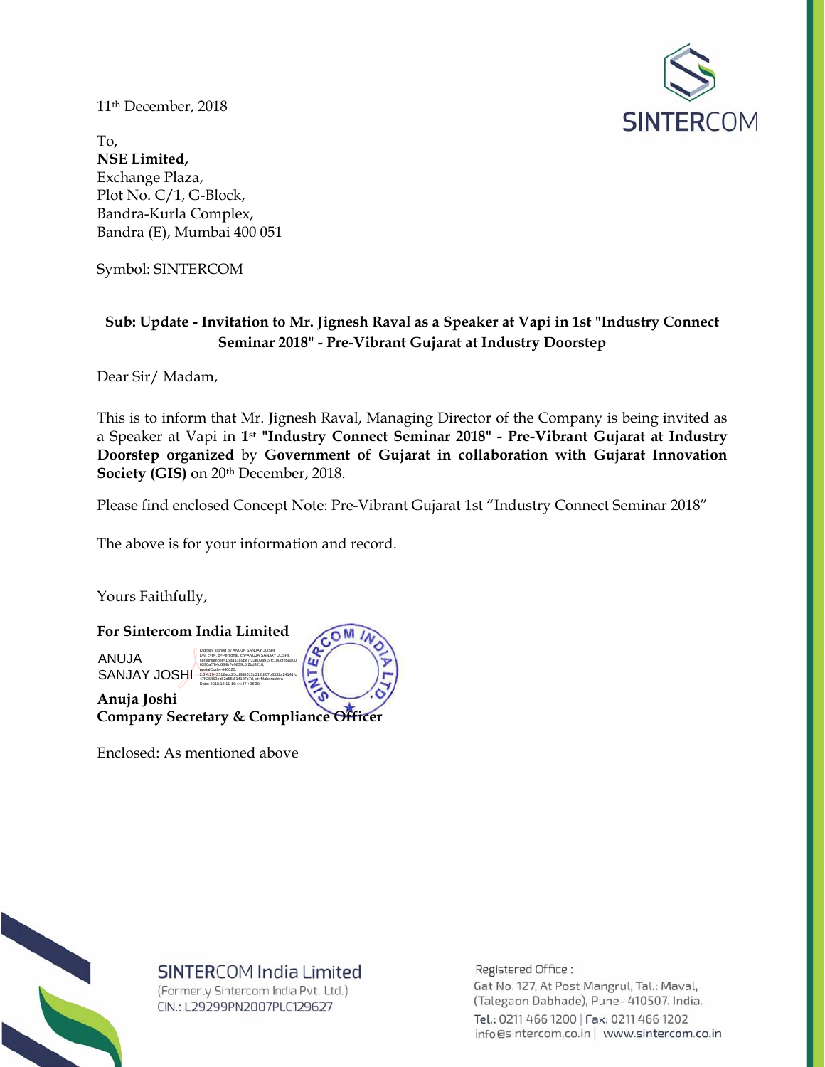11th December, 2018

To,
**NSE Limited,**
Exchange Plaza,
Plot No. C/1, G-Block,
Bandra-Kurla Complex,
Bandra (E), Mumbai 400 051

Symbol: SINTERCOM

**Sub: Update - Invitation to Mr. Jignesh Raval as a Speaker at Vapi in 1st "Industry Connect Seminar 2018" - Pre-Vibrant Gujarat at Industry Doorstep**

Dear Sir/ Madam,

This is to inform that Mr. Jignesh Raval, Managing Director of the Company is being invited as a Speaker at Vapi in **1st "Industry Connect Seminar 2018" - Pre-Vibrant Gujarat at Industry Doorstep organized** by **Government of Gujarat in collaboration with Gujarat Innovation Society (GIS)** on 20th December, 2018.

Please find enclosed Concept Note: Pre-Vibrant Gujarat 1st "Industry Connect Seminar 2018"

The above is for your information and record.

Yours Faithfully,

**For Sintercom India Limited**

ANUJA SANJAY JOSHI

Digitally signed by ANUJA SANJAY JOSHI
Date: 2018.12.11 10:44:47 +05'30'

**Anuja Joshi**
**Company Secretary & Compliance Officer**

Enclosed: As mentioned above

SINTERCOM India Limited
(Formerly Sintercom India Pvt. Ltd.)
CIN.: L29299PN2007PLC129627

Registered Office :
Gat No. 127, At Post Mangrul, Tal.: Maval, (Talegaon Dabhade), Pune- 410507. India.
Tel.: 0211 466 1200 | Fax: 0211 466 1202
info@sintercom.co.in | www.sintercom.co.in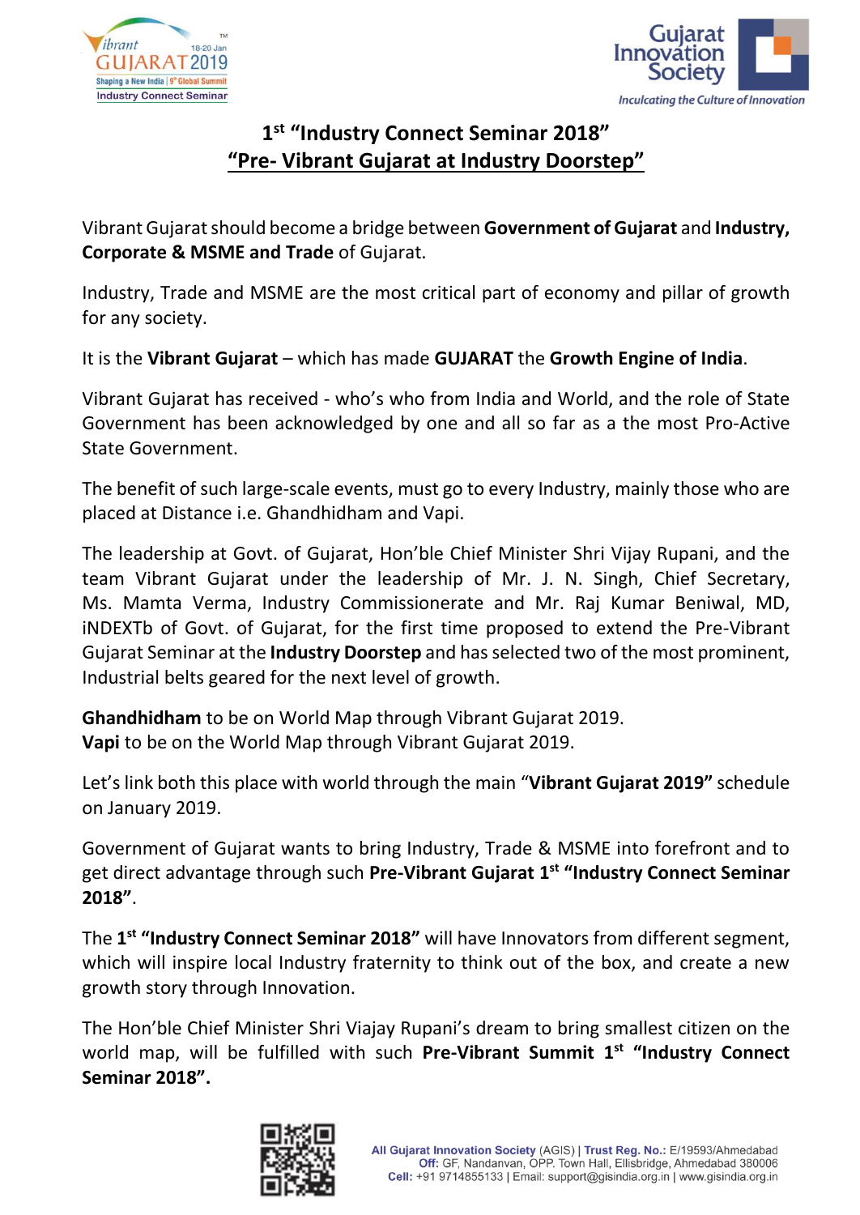# 1st "Industry Connect Seminar 2018"

## "Pre- Vibrant Gujarat at Industry Doorstep"

Vibrant Gujarat should become a bridge between **Government of Gujarat** and **Industry, Corporate & MSME and Trade** of Gujarat.

Industry, Trade and MSME are the most critical part of economy and pillar of growth for any society.

It is the **Vibrant Gujarat** – which has made **GUJARAT** the **Growth Engine of India**.

Vibrant Gujarat has received - who's who from India and World, and the role of State Government has been acknowledged by one and all so far as a the most Pro-Active State Government.

The benefit of such large-scale events, must go to every Industry, mainly those who are placed at Distance i.e. Ghandhidham and Vapi.

The leadership at Govt. of Gujarat, Hon'ble Chief Minister Shri Vijay Rupani, and the team Vibrant Gujarat under the leadership of Mr. J. N. Singh, Chief Secretary, Ms. Mamta Verma, Industry Commissionerate and Mr. Raj Kumar Beniwal, MD, iNDEXTb of Govt. of Gujarat, for the first time proposed to extend the Pre-Vibrant Gujarat Seminar at the **Industry Doorstep** and has selected two of the most prominent, Industrial belts geared for the next level of growth.

**Ghandhidham** to be on World Map through Vibrant Gujarat 2019.
**Vapi** to be on the World Map through Vibrant Gujarat 2019.

Let's link both this place with world through the main "**Vibrant Gujarat 2019"** schedule on January 2019.

Government of Gujarat wants to bring Industry, Trade & MSME into forefront and to get direct advantage through such **Pre-Vibrant Gujarat 1st "Industry Connect Seminar 2018"**.

The **1st "Industry Connect Seminar 2018"** will have Innovators from different segment, which will inspire local Industry fraternity to think out of the box, and create a new growth story through Innovation.

The Hon'ble Chief Minister Shri Viajay Rupani's dream to bring smallest citizen on the world map, will be fulfilled with such **Pre-Vibrant Summit 1st "Industry Connect Seminar 2018".**

All Gujarat Innovation Society (AGIS) | Trust Reg. No.: E/19593/Ahmedabad
Off: GF, Nandanvan, OPP. Town Hall, Ellisbridge, Ahmedabad 380006
Cell: +91 9714855133 | Email: support@gisindia.org.in | www.gisindia.org.in